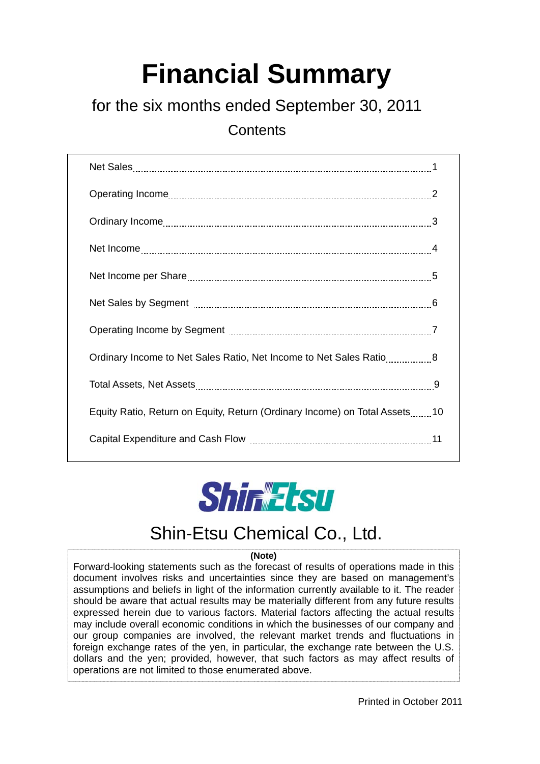# Financial Summary

## for the six months ended September 30, 2011

### Contents

| | |
|---|---|
| Net Sales | 1 |
| Operating Income | 2 |
| Ordinary Income | 3 |
| Net Income | 4 |
| Net Income per Share | 5 |
| Net Sales by Segment | 6 |
| Operating Income by Segment | 7 |
| Ordinary Income to Net Sales Ratio, Net Income to Net Sales Ratio | 8 |
| Total Assets, Net Assets | 9 |
| Equity Ratio, Return on Equity, Return (Ordinary Income) on Total Assets | 10 |
| Capital Expenditure and Cash Flow | 11 |

ShinEtsu

Shin-Etsu Chemical Co., Ltd.

**(Note)**

Forward-looking statements such as the forecast of results of operations made in this document involves risks and uncertainties since they are based on management's assumptions and beliefs in light of the information currently available to it. The reader should be aware that actual results may be materially different from any future results expressed herein due to various factors. Material factors affecting the actual results may include overall economic conditions in which the businesses of our company and our group companies are involved, the relevant market trends and fluctuations in foreign exchange rates of the yen, in particular, the exchange rate between the U.S. dollars and the yen; provided, however, that such factors as may affect results of operations are not limited to those enumerated above.

Printed in October 2011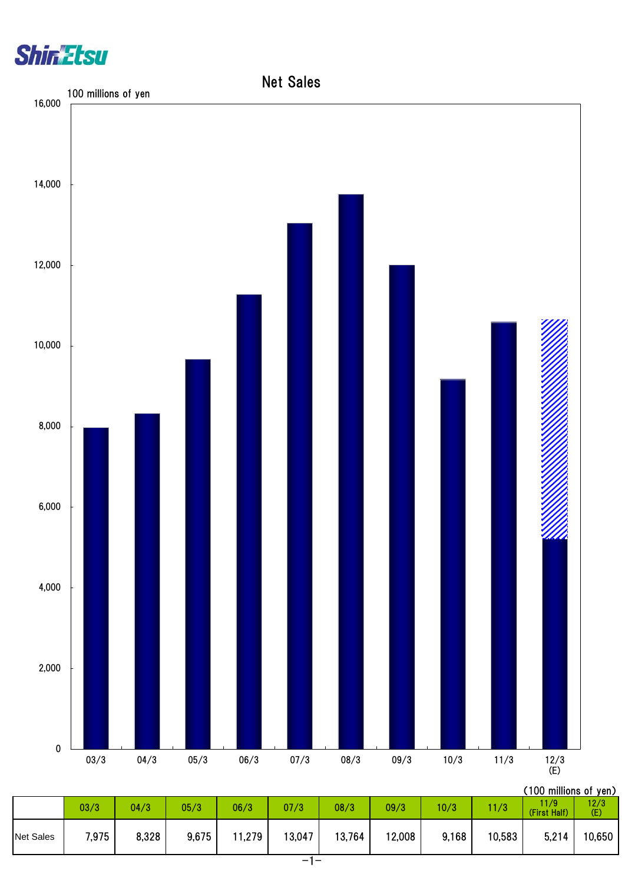# Net Sales

(100 millions of yen)

|  | 03/3 | 04/3 | 05/3 | 06/3 | 07/3 | 08/3 | 09/3 | 10/3 | 11/3 | 11/9 (First Half) | 12/3 (E) |
|---|---|---|---|---|---|---|---|---|---|---|---|
| Net Sales | 7,975 | 8,328 | 9,675 | 11,279 | 13,047 | 13,764 | 12,008 | 9,168 | 10,583 | 5,214 | 10,650 |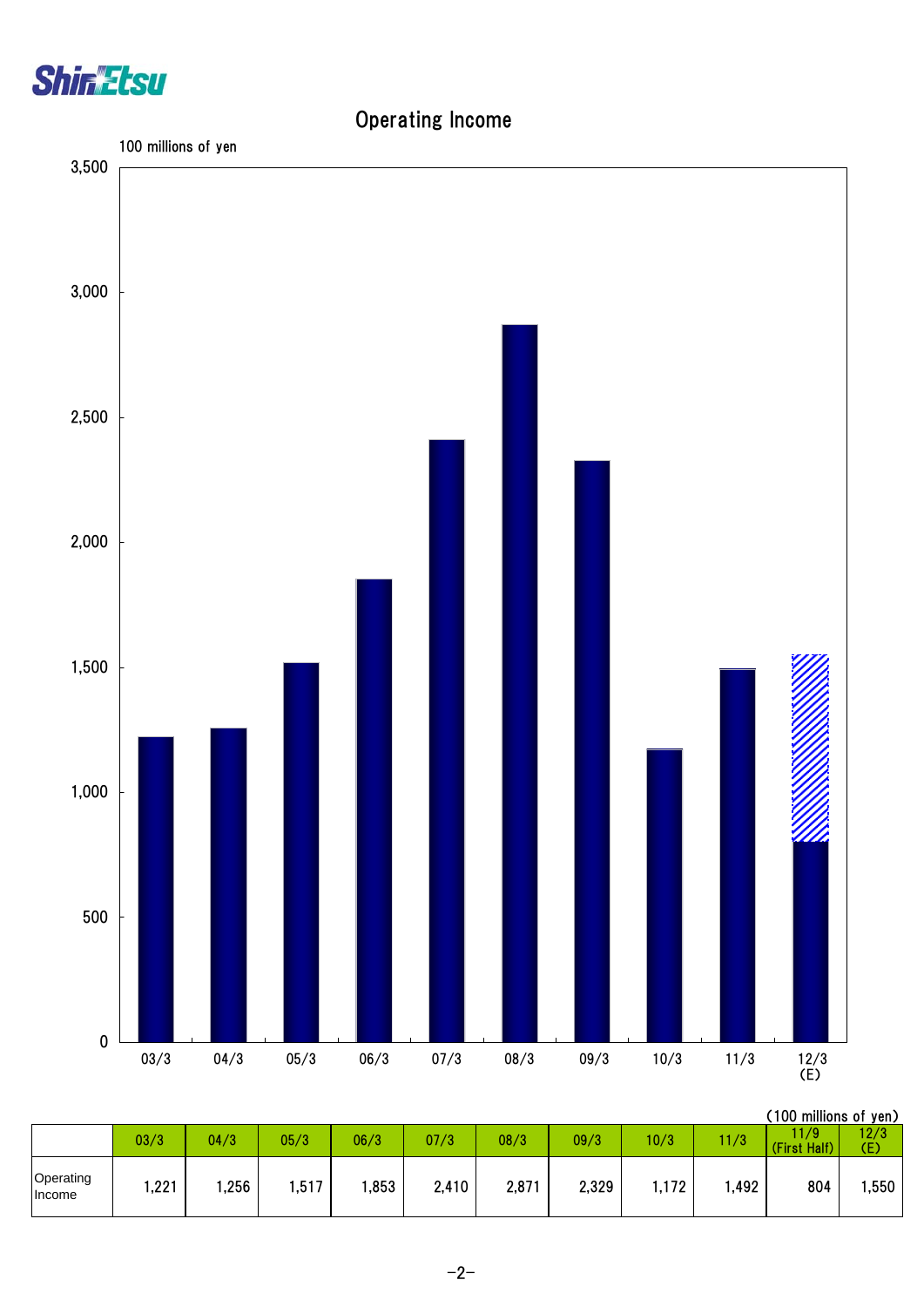# Operating Income

100 millions of yen

(100 millions of yen)

| | 03/3 | 04/3 | 05/3 | 06/3 | 07/3 | 08/3 | 09/3 | 10/3 | 11/3 | 11/9 (First Half) | 12/3 (E) |
|---|---|---|---|---|---|---|---|---|---|---|---|
| Operating Income | 1,221 | 1,256 | 1,517 | 1,853 | 2,410 | 2,871 | 2,329 | 1,172 | 1,492 | 804 | 1,550 |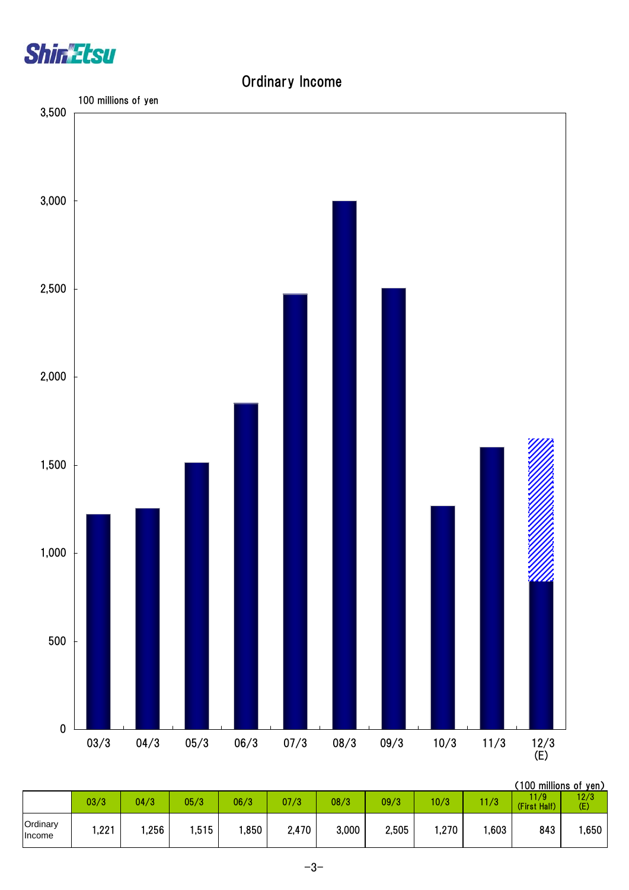# Ordinary Income

100 millions of yen

(100 millions of yen)

| | 03/3 | 04/3 | 05/3 | 06/3 | 07/3 | 08/3 | 09/3 | 10/3 | 11/3 | 11/9 (First Half) | 12/3 (E) |
|---|---|---|---|---|---|---|---|---|---|---|---|
| Ordinary Income | 1,221 | 1,256 | 1,515 | 1,850 | 2,470 | 3,000 | 2,505 | 1,270 | 1,603 | 843 | 1,650 |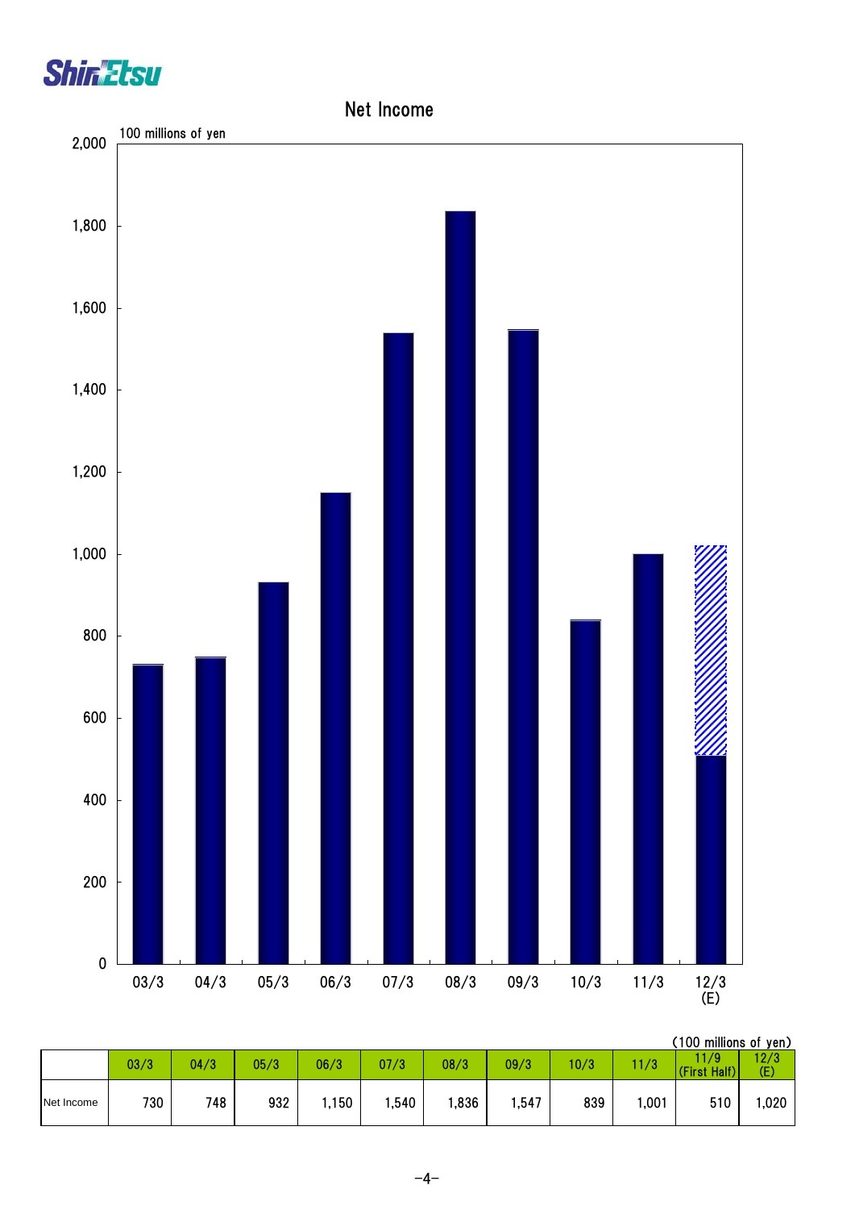# Net Income

(100 millions of yen)

|  | 03/3 | 04/3 | 05/3 | 06/3 | 07/3 | 08/3 | 09/3 | 10/3 | 11/3 | 11/9 (First Half) | 12/3 (E) |
|---|---|---|---|---|---|---|---|---|---|---|---|
| Net Income | 730 | 748 | 932 | 1,150 | 1,540 | 1,836 | 1,547 | 839 | 1,001 | 510 | 1,020 |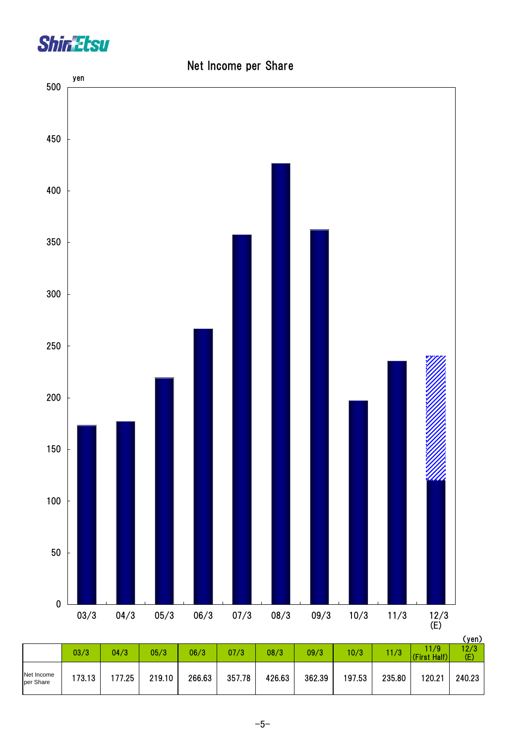# Net Income per Share

(yen)

| | 03/3 | 04/3 | 05/3 | 06/3 | 07/3 | 08/3 | 09/3 | 10/3 | 11/3 | 11/9 (First Half) | 12/3 (E) |
|---|---|---|---|---|---|---|---|---|---|---|---|
| Net Income per Share | 173.13 | 177.25 | 219.10 | 266.63 | 357.78 | 426.63 | 362.39 | 197.53 | 235.80 | 120.21 | 240.23 |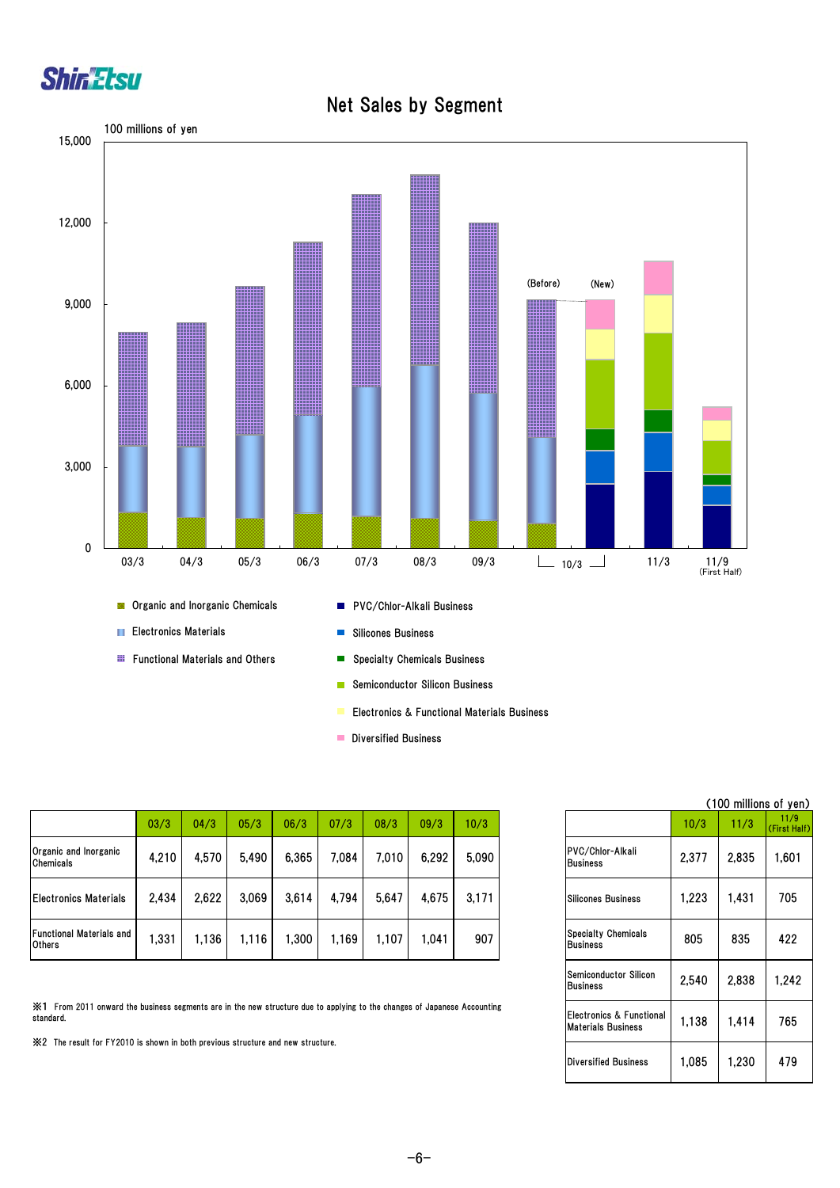# Net Sales by Segment

100 millions of yen

(Before) (New)

- Organic and Inorganic Chemicals
- Electronics Materials
- Functional Materials and Others
- PVC/Chlor-Alkali Business
- Silicones Business
- Specialty Chemicals Business
- Semiconductor Silicon Business
- Electronics & Functional Materials Business
- Diversified Business

| | 03/3 | 04/3 | 05/3 | 06/3 | 07/3 | 08/3 | 09/3 | 10/3 |
|---|---|---|---|---|---|---|---|---|
| Organic and Inorganic Chemicals | 4,210 | 4,570 | 5,490 | 6,365 | 7,084 | 7,010 | 6,292 | 5,090 |
| Electronics Materials | 2,434 | 2,622 | 3,069 | 3,614 | 4,794 | 5,647 | 4,675 | 3,171 |
| Functional Materials and Others | 1,331 | 1,136 | 1,116 | 1,300 | 1,169 | 1,107 | 1,041 | 907 |

※1 From 2011 onward the business segments are in the new structure due to applying to the changes of Japanese Accounting standard.

※2 The result for FY2010 is shown in both previous structure and new structure.

(100 millions of yen)

| | 10/3 | 11/3 | 11/9 (First Half) |
|---|---|---|---|
| PVC/Chlor-Alkali Business | 2,377 | 2,835 | 1,601 |
| Silicones Business | 1,223 | 1,431 | 705 |
| Specialty Chemicals Business | 805 | 835 | 422 |
| Semiconductor Silicon Business | 2,540 | 2,838 | 1,242 |
| Electronics & Functional Materials Business | 1,138 | 1,414 | 765 |
| Diversified Business | 1,085 | 1,230 | 479 |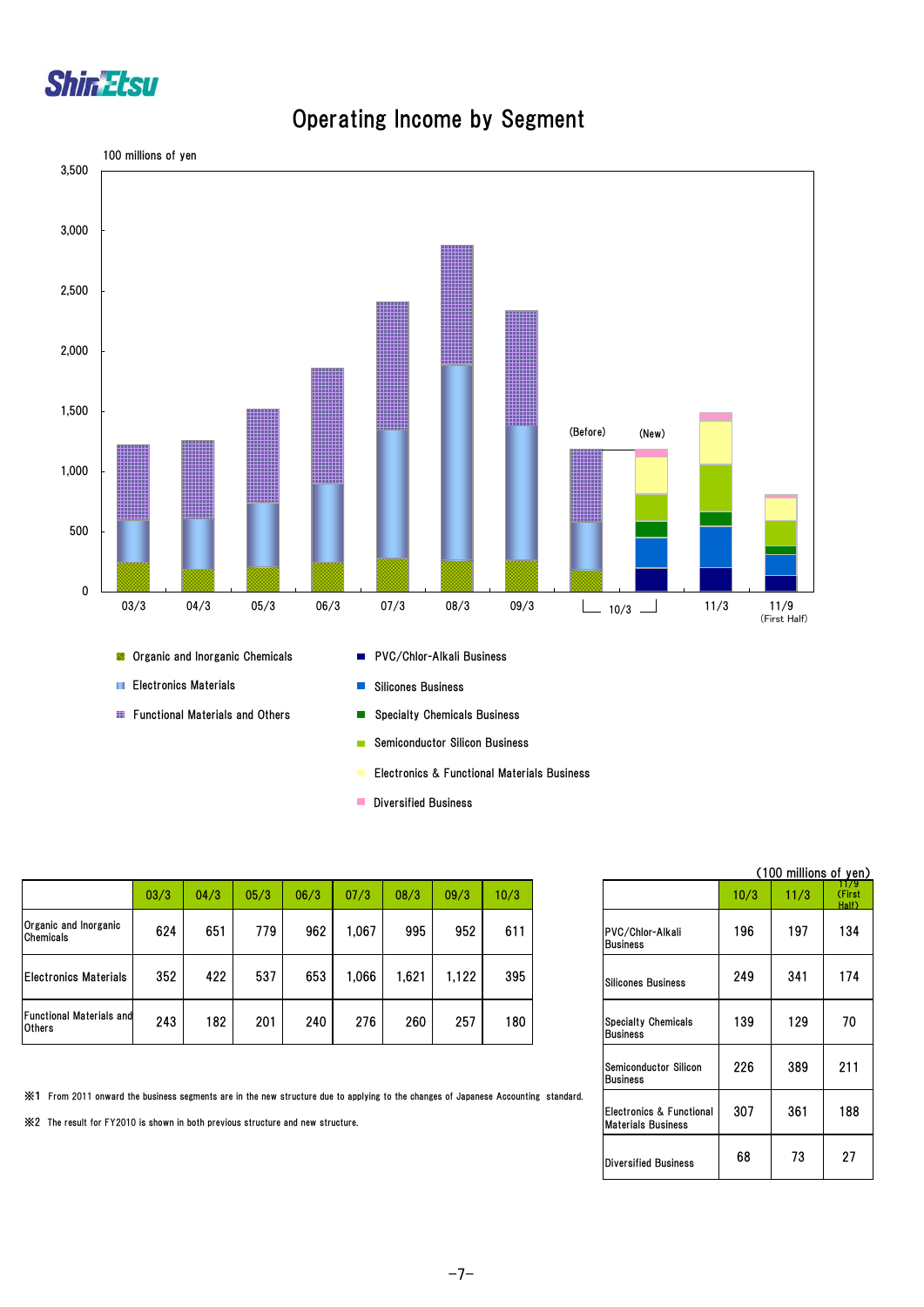# Operating Income by Segment

100 millions of yen

- Organic and Inorganic Chemicals
- Electronics Materials
- Functional Materials and Others
- PVC/Chlor-Alkali Business
- Silicones Business
- Specialty Chemicals Business
- Semiconductor Silicon Business
- Electronics & Functional Materials Business
- Diversified Business

| | 03/3 | 04/3 | 05/3 | 06/3 | 07/3 | 08/3 | 09/3 | 10/3 |
|---|---|---|---|---|---|---|---|---|
| Organic and Inorganic Chemicals | 624 | 651 | 779 | 962 | 1,067 | 995 | 952 | 611 |
| Electronics Materials | 352 | 422 | 537 | 653 | 1,066 | 1,621 | 1,122 | 395 |
| Functional Materials and Others | 243 | 182 | 201 | 240 | 276 | 260 | 257 | 180 |

(100 millions of yen)

| | 10/3 | 11/3 | 11/9 (First Half) |
|---|---|---|---|
| PVC/Chlor-Alkali Business | 196 | 197 | 134 |
| Silicones Business | 249 | 341 | 174 |
| Specialty Chemicals Business | 139 | 129 | 70 |
| Semiconductor Silicon Business | 226 | 389 | 211 |
| Electronics & Functional Materials Business | 307 | 361 | 188 |
| Diversified Business | 68 | 73 | 27 |

※1 From 2011 onward the business segments are in the new structure due to applying to the changes of Japanese Accounting standard.

※2 The result for FY2010 is shown in both previous structure and new structure.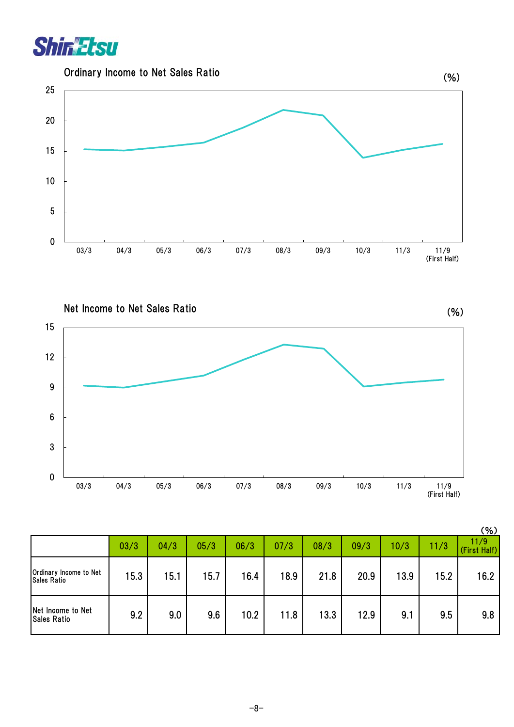## Ordinary Income to Net Sales Ratio

(%)

## Net Income to Net Sales Ratio

(%)

(%)

| | 03/3 | 04/3 | 05/3 | 06/3 | 07/3 | 08/3 | 09/3 | 10/3 | 11/3 | 11/9 (First Half) |
|---|---|---|---|---|---|---|---|---|---|---|
| Ordinary Income to Net Sales Ratio | 15.3 | 15.1 | 15.7 | 16.4 | 18.9 | 21.8 | 20.9 | 13.9 | 15.2 | 16.2 |
| Net Income to Net Sales Ratio | 9.2 | 9.0 | 9.6 | 10.2 | 11.8 | 13.3 | 12.9 | 9.1 | 9.5 | 9.8 |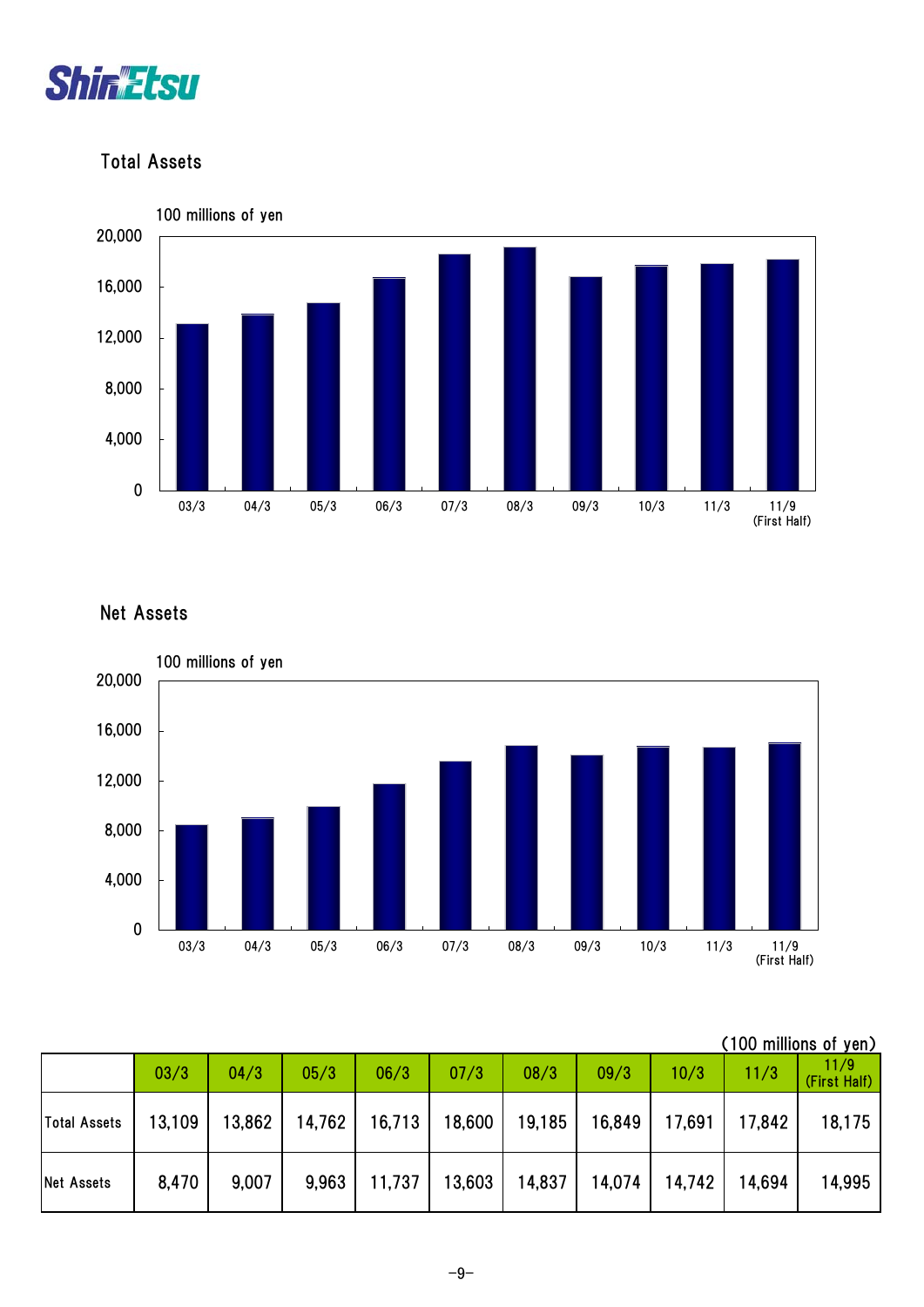## Total Assets

100 millions of yen

## Net Assets

100 millions of yen

(100 millions of yen)

| | 03/3 | 04/3 | 05/3 | 06/3 | 07/3 | 08/3 | 09/3 | 10/3 | 11/3 | 11/9 (First Half) |
|---|---|---|---|---|---|---|---|---|---|---|
| Total Assets | 13,109 | 13,862 | 14,762 | 16,713 | 18,600 | 19,185 | 16,849 | 17,691 | 17,842 | 18,175 |
| Net Assets | 8,470 | 9,007 | 9,963 | 11,737 | 13,603 | 14,837 | 14,074 | 14,742 | 14,694 | 14,995 |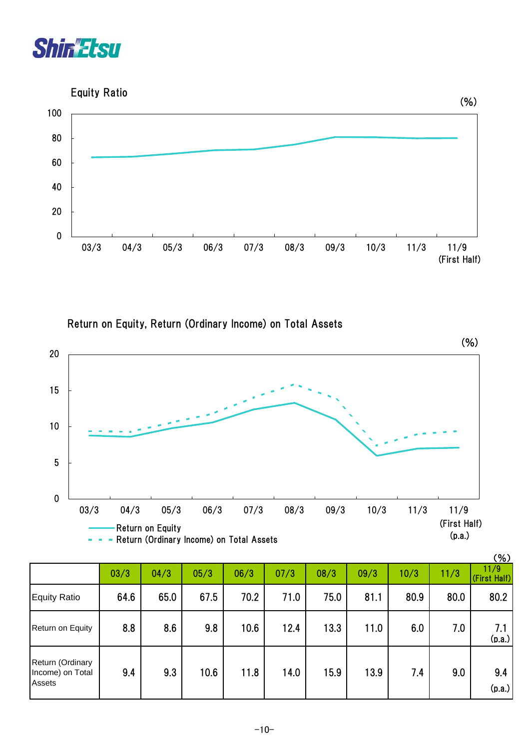## Equity Ratio

(%)

## Return on Equity, Return (Ordinary Income) on Total Assets

(%)

(%)

| | 03/3 | 04/3 | 05/3 | 06/3 | 07/3 | 08/3 | 09/3 | 10/3 | 11/3 | 11/9 (First Half) |
|---|---|---|---|---|---|---|---|---|---|---|
| Equity Ratio | 64.6 | 65.0 | 67.5 | 70.2 | 71.0 | 75.0 | 81.1 | 80.9 | 80.0 | 80.2 |
| Return on Equity | 8.8 | 8.6 | 9.8 | 10.6 | 12.4 | 13.3 | 11.0 | 6.0 | 7.0 | 7.1 (p.a.) |
| Return (Ordinary Income) on Total Assets | 9.4 | 9.3 | 10.6 | 11.8 | 14.0 | 15.9 | 13.9 | 7.4 | 9.0 | 9.4 (p.a.) |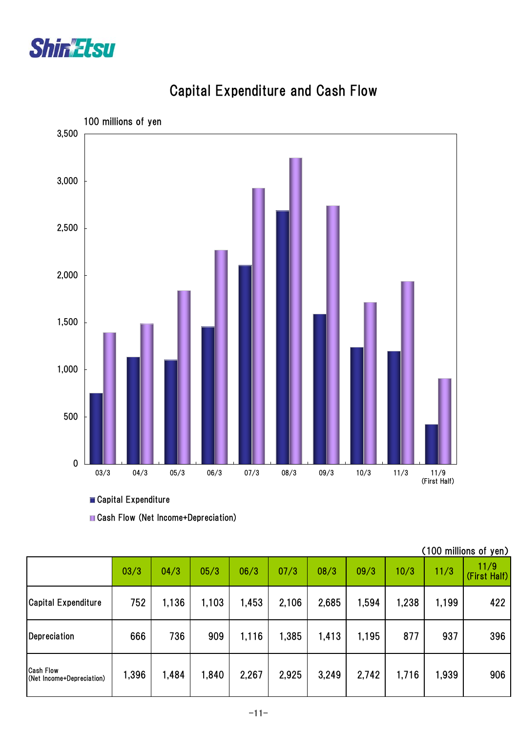# Capital Expenditure and Cash Flow

100 millions of yen

3,500
3,000
2,500
2,000
1,500
1,000
500
0

03/3 04/3 05/3 06/3 07/3 08/3 09/3 10/3 11/3 11/9 (First Half)

Capital Expenditure

Cash Flow (Net Income+Depreciation)

(100 millions of yen)

| | 03/3 | 04/3 | 05/3 | 06/3 | 07/3 | 08/3 | 09/3 | 10/3 | 11/3 | 11/9 (First Half) |
|---|---|---|---|---|---|---|---|---|---|---|
| Capital Expenditure | 752 | 1,136 | 1,103 | 1,453 | 2,106 | 2,685 | 1,594 | 1,238 | 1,199 | 422 |
| Depreciation | 666 | 736 | 909 | 1,116 | 1,385 | 1,413 | 1,195 | 877 | 937 | 396 |
| Cash Flow (Net Income+Depreciation) | 1,396 | 1,484 | 1,840 | 2,267 | 2,925 | 3,249 | 2,742 | 1,716 | 1,939 | 906 |